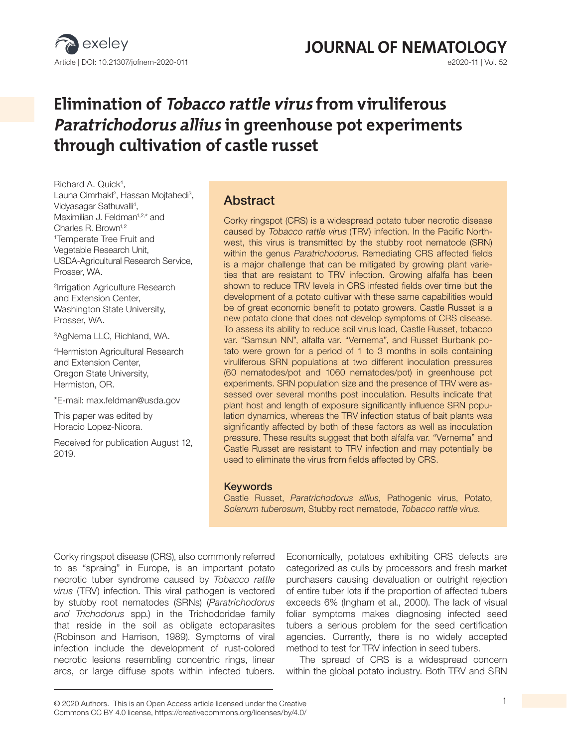Article | DOI: 10.21307/jofnem-2020-011

# JOURNAL OF NEMATOLOGY

e2020-11 | Vol. 52

# Elimination of *Tobacco rattle virus* from viruliferous *Paratrichodorus allius* in greenhouse pot experiments through cultivation of castle russet

Richard A. Quick[1], Launa Cimrhakl[2], Hassan Mojtahedi[3], Vidyasagar Sathuvalli[4], Maximilian J. Feldman[1,2,*] and Charles R. Brown[1,2]

[1]Temperate Tree Fruit and Vegetable Research Unit, USDA-Agricultural Research Service, Prosser, WA.

[2]Irrigation Agriculture Research and Extension Center, Washington State University, Prosser, WA.

[3]AgNema LLC, Richland, WA.

[4]Hermiston Agricultural Research and Extension Center, Oregon State University, Hermiston, OR.

*E-mail: max.feldman@usda.gov

This paper was edited by Horacio Lopez-Nicora.

Received for publication August 12, 2019.

## Abstract

Corky ringspot (CRS) is a widespread potato tuber necrotic disease caused by *Tobacco rattle virus* (TRV) infection. In the Pacific Northwest, this virus is transmitted by the stubby root nematode (SRN) within the genus *Paratrichodorus*. Remediating CRS affected fields is a major challenge that can be mitigated by growing plant varieties that are resistant to TRV infection. Growing alfalfa has been shown to reduce TRV levels in CRS infested fields over time but the development of a potato cultivar with these same capabilities would be of great economic benefit to potato growers. Castle Russet is a new potato clone that does not develop symptoms of CRS disease. To assess its ability to reduce soil virus load, Castle Russet, tobacco var. "Samsun NN", alfalfa var. "Vernema", and Russet Burbank potato were grown for a period of 1 to 3 months in soils containing viruliferous SRN populations at two different inoculation pressures (60 nematodes/pot and 1060 nematodes/pot) in greenhouse pot experiments. SRN population size and the presence of TRV were assessed over several months post inoculation. Results indicate that plant host and length of exposure significantly influence SRN population dynamics, whereas the TRV infection status of bait plants was significantly affected by both of these factors as well as inoculation pressure. These results suggest that both alfalfa var. "Vernema" and Castle Russet are resistant to TRV infection and may potentially be used to eliminate the virus from fields affected by CRS.

### Keywords

Castle Russet, *Paratrichodorus allius*, Pathogenic virus, Potato, *Solanum tuberosum*, Stubby root nematode, *Tobacco rattle virus*.

Corky ringspot disease (CRS), also commonly referred to as "spraing" in Europe, is an important potato necrotic tuber syndrome caused by *Tobacco rattle virus* (TRV) infection. This viral pathogen is vectored by stubby root nematodes (SRNs) (*Paratrichodorus and Trichodorus* spp.) in the Trichodoridae family that reside in the soil as obligate ectoparasites (Robinson and Harrison, 1989). Symptoms of viral infection include the development of rust-colored necrotic lesions resembling concentric rings, linear arcs, or large diffuse spots within infected tubers. Economically, potatoes exhibiting CRS defects are categorized as culls by processors and fresh market purchasers causing devaluation or outright rejection of entire tuber lots if the proportion of affected tubers exceeds 6% (Ingham et al., 2000). The lack of visual foliar symptoms makes diagnosing infected seed tubers a serious problem for the seed certification agencies. Currently, there is no widely accepted method to test for TRV infection in seed tubers.

The spread of CRS is a widespread concern within the global potato industry. Both TRV and SRN

© 2020 Authors. This is an Open Access article licensed under the Creative Commons CC BY 4.0 license, https://creativecommons.org/licenses/by/4.0/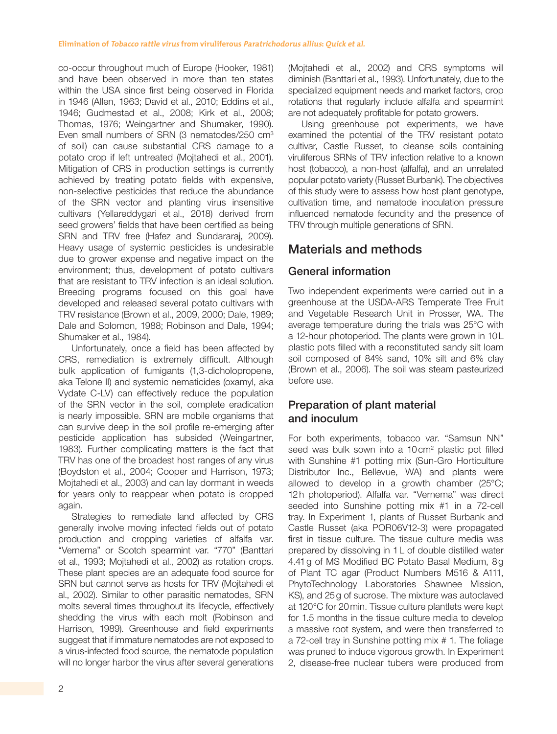co-occur throughout much of Europe (Hooker, 1981) and have been observed in more than ten states within the USA since first being observed in Florida in 1946 (Allen, 1963; David et al., 2010; Eddins et al., 1946; Gudmestad et al., 2008; Kirk et al., 2008; Thomas, 1976; Weingartner and Shumaker, 1990). Even small numbers of SRN (3 nematodes/250 $cm^3$ of soil) can cause substantial CRS damage to a potato crop if left untreated (Mojtahedi et al., 2001). Mitigation of CRS in production settings is currently achieved by treating potato fields with expensive, non-selective pesticides that reduce the abundance of the SRN vector and planting virus insensitive cultivars (Yellareddygari et al., 2018) derived from seed growers' fields that have been certified as being SRN and TRV free (Hafez and Sundararaj, 2009). Heavy usage of systemic pesticides is undesirable due to grower expense and negative impact on the environment; thus, development of potato cultivars that are resistant to TRV infection is an ideal solution. Breeding programs focused on this goal have developed and released several potato cultivars with TRV resistance (Brown et al., 2009, 2000; Dale, 1989; Dale and Solomon, 1988; Robinson and Dale, 1994; Shumaker et al., 1984).

Unfortunately, once a field has been affected by CRS, remediation is extremely difficult. Although bulk application of fumigants (1,3-dicholopropene, aka Telone II) and systemic nematicides (oxamyl, aka Vydate C-LV) can effectively reduce the population of the SRN vector in the soil, complete eradication is nearly impossible. SRN are mobile organisms that can survive deep in the soil profile re-emerging after pesticide application has subsided (Weingartner, 1983). Further complicating matters is the fact that TRV has one of the broadest host ranges of any virus (Boydston et al., 2004; Cooper and Harrison, 1973; Mojtahedi et al., 2003) and can lay dormant in weeds for years only to reappear when potato is cropped again.

Strategies to remediate land affected by CRS generally involve moving infected fields out of potato production and cropping varieties of alfalfa var. "Vernema" or Scotch spearmint var. "770" (Banttari et al., 1993; Mojtahedi et al., 2002) as rotation crops. These plant species are an adequate food source for SRN but cannot serve as hosts for TRV (Mojtahedi et al., 2002). Similar to other parasitic nematodes, SRN molts several times throughout its lifecycle, effectively shedding the virus with each molt (Robinson and Harrison, 1989). Greenhouse and field experiments suggest that if immature nematodes are not exposed to a virus-infected food source, the nematode population will no longer harbor the virus after several generations (Mojtahedi et al., 2002) and CRS symptoms will diminish (Banttari et al., 1993). Unfortunately, due to the specialized equipment needs and market factors, crop rotations that regularly include alfalfa and spearmint are not adequately profitable for potato growers.

Using greenhouse pot experiments, we have examined the potential of the TRV resistant potato cultivar, Castle Russet, to cleanse soils containing viruliferous SRNs of TRV infection relative to a known host (tobacco), a non-host (alfalfa), and an unrelated popular potato variety (Russet Burbank). The objectives of this study were to assess how host plant genotype, cultivation time, and nematode inoculation pressure influenced nematode fecundity and the presence of TRV through multiple generations of SRN.

## Materials and methods

### General information

Two independent experiments were carried out in a greenhouse at the USDA-ARS Temperate Tree Fruit and Vegetable Research Unit in Prosser, WA. The average temperature during the trials was 25°C with a 12-hour photoperiod. The plants were grown in 10 L plastic pots filled with a reconstituted sandy silt loam soil composed of 84% sand, 10% silt and 6% clay (Brown et al., 2006). The soil was steam pasteurized before use.

### Preparation of plant material and inoculum

For both experiments, tobacco var. "Samsun NN" seed was bulk sown into a 10 $cm^2$ plastic pot filled with Sunshine #1 potting mix (Sun-Gro Horticulture Distributor Inc., Bellevue, WA) and plants were allowed to develop in a growth chamber (25°C; 12 h photoperiod). Alfalfa var. "Vernema" was direct seeded into Sunshine potting mix #1 in a 72-cell tray. In Experiment 1, plants of Russet Burbank and Castle Russet (aka POR06V12-3) were propagated first in tissue culture. The tissue culture media was prepared by dissolving in 1 L of double distilled water 4.41 g of MS Modified BC Potato Basal Medium, 8 g of Plant TC agar (Product Numbers M516 & A111, PhytoTechnology Laboratories Shawnee Mission, KS), and 25 g of sucrose. The mixture was autoclaved at 120°C for 20 min. Tissue culture plantlets were kept for 1.5 months in the tissue culture media to develop a massive root system, and were then transferred to a 72-cell tray in Sunshine potting mix # 1. The foliage was pruned to induce vigorous growth. In Experiment 2, disease-free nuclear tubers were produced from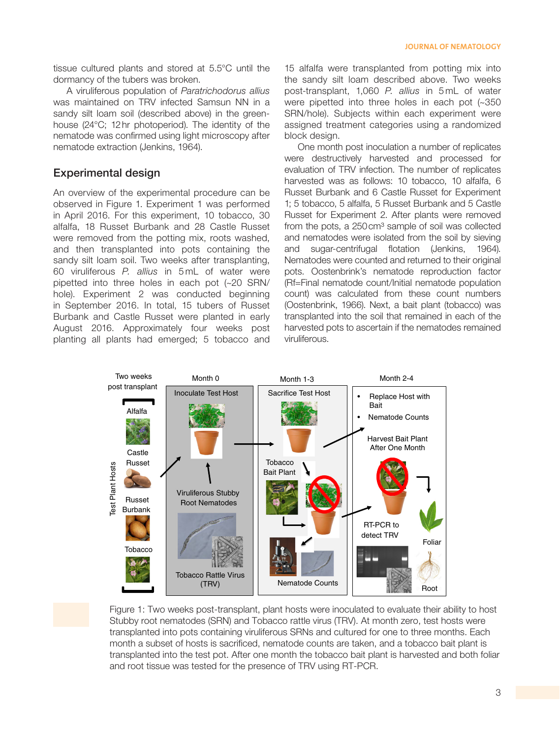tissue cultured plants and stored at 5.5°C until the dormancy of the tubers was broken.

A viruliferous population of *Paratrichodorus allius* was maintained on TRV infected Samsun NN in a sandy silt loam soil (described above) in the greenhouse (24°C; 12 hr photoperiod). The identity of the nematode was confirmed using light microscopy after nematode extraction (Jenkins, 1964).

## Experimental design

An overview of the experimental procedure can be observed in Figure 1. Experiment 1 was performed in April 2016. For this experiment, 10 tobacco, 30 alfalfa, 18 Russet Burbank and 28 Castle Russet were removed from the potting mix, roots washed, and then transplanted into pots containing the sandy silt loam soil. Two weeks after transplanting, 60 viruliferous *P. allius* in 5 mL of water were pipetted into three holes in each pot (~20 SRN/hole). Experiment 2 was conducted beginning in September 2016. In total, 15 tubers of Russet Burbank and Castle Russet were planted in early August 2016. Approximately four weeks post planting all plants had emerged; 5 tobacco and 15 alfalfa were transplanted from potting mix into the sandy silt loam described above. Two weeks post-transplant, 1,060 *P. allius* in 5 mL of water were pipetted into three holes in each pot (~350 SRN/hole). Subjects within each experiment were assigned treatment categories using a randomized block design.

One month post inoculation a number of replicates were destructively harvested and processed for evaluation of TRV infection. The number of replicates harvested was as follows: 10 tobacco, 10 alfalfa, 6 Russet Burbank and 6 Castle Russet for Experiment 1; 5 tobacco, 5 alfalfa, 5 Russet Burbank and 5 Castle Russet for Experiment 2. After plants were removed from the pots, a 250 cm$^3$ sample of soil was collected and nematodes were isolated from the soil by sieving and sugar-centrifugal flotation (Jenkins, 1964). Nematodes were counted and returned to their original pots. Oostenbrink's nematode reproduction factor (Rf=Final nematode count/Initial nematode population count) was calculated from these count numbers (Oostenbrink, 1966). Next, a bait plant (tobacco) was transplanted into the soil that remained in each of the harvested pots to ascertain if the nematodes remained viruliferous.

Two weeks post transplant
Month 0
Month 1-3
Month 2-4
Inoculate Test Host
Sacrifice Test Host
- Replace Host with Bait
- Nematode Counts
Test Plant Hosts
Alfalfa
Castle Russet
Russet Burbank
Tobacco
Viruliferous Stubby Root Nematodes
Tobacco Rattle Virus (TRV)
Tobacco Bait Plant
Nematode Counts
Harvest Bait Plant After One Month
RT-PCR to detect TRV
Foliar
Root

Figure 1: Two weeks post-transplant, plant hosts were inoculated to evaluate their ability to host Stubby root nematodes (SRN) and Tobacco rattle virus (TRV). At month zero, test hosts were transplanted into pots containing viruliferous SRNs and cultured for one to three months. Each month a subset of hosts is sacrificed, nematode counts are taken, and a tobacco bait plant is transplanted into the test pot. After one month the tobacco bait plant is harvested and both foliar and root tissue was tested for the presence of TRV using RT-PCR.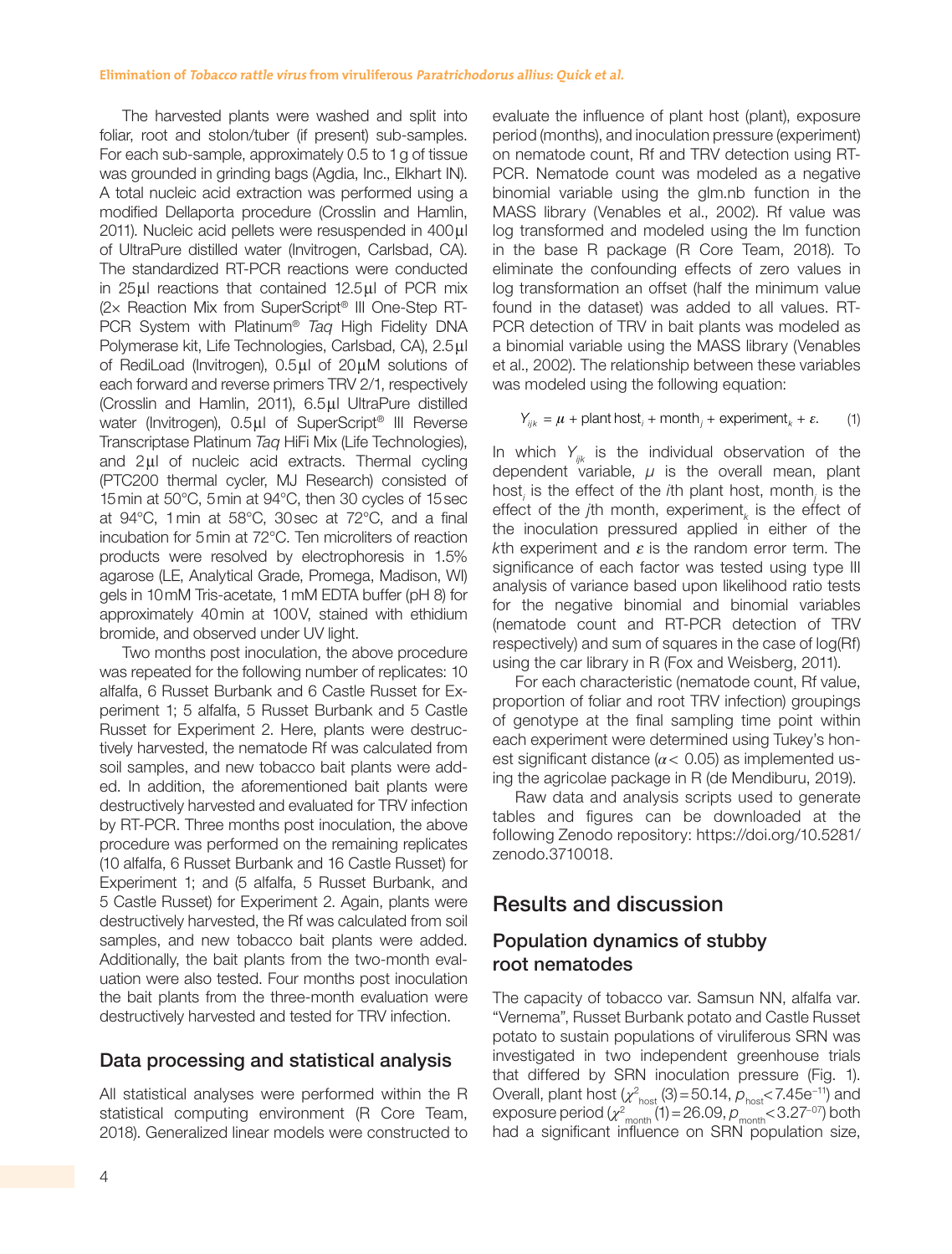The harvested plants were washed and split into foliar, root and stolon/tuber (if present) sub-samples. For each sub-sample, approximately 0.5 to 1 g of tissue was grounded in grinding bags (Agdia, Inc., Elkhart IN). A total nucleic acid extraction was performed using a modified Dellaporta procedure (Crosslin and Hamlin, 2011). Nucleic acid pellets were resuspended in 400 µl of UltraPure distilled water (Invitrogen, Carlsbad, CA). The standardized RT-PCR reactions were conducted in 25 µl reactions that contained 12.5 µl of PCR mix (2× Reaction Mix from SuperScript® III One-Step RT-PCR System with Platinum® *Taq* High Fidelity DNA Polymerase kit, Life Technologies, Carlsbad, CA), 2.5 µl of RediLoad (Invitrogen), 0.5 µl of 20 µM solutions of each forward and reverse primers TRV 2/1, respectively (Crosslin and Hamlin, 2011), 6.5 µl UltraPure distilled water (Invitrogen), 0.5 µl of SuperScript® III Reverse Transcriptase Platinum *Taq* HiFi Mix (Life Technologies), and 2 µl of nucleic acid extracts. Thermal cycling (PTC200 thermal cycler, MJ Research) consisted of 15 min at 50°C, 5 min at 94°C, then 30 cycles of 15 sec at 94°C, 1 min at 58°C, 30 sec at 72°C, and a final incubation for 5 min at 72°C. Ten microliters of reaction products were resolved by electrophoresis in 1.5% agarose (LE, Analytical Grade, Promega, Madison, WI) gels in 10 mM Tris-acetate, 1 mM EDTA buffer (pH 8) for approximately 40 min at 100 V, stained with ethidium bromide, and observed under UV light.

Two months post inoculation, the above procedure was repeated for the following number of replicates: 10 alfalfa, 6 Russet Burbank and 6 Castle Russet for Experiment 1; 5 alfalfa, 5 Russet Burbank and 5 Castle Russet for Experiment 2. Here, plants were destructively harvested, the nematode Rf was calculated from soil samples, and new tobacco bait plants were added. In addition, the aforementioned bait plants were destructively harvested and evaluated for TRV infection by RT-PCR. Three months post inoculation, the above procedure was performed on the remaining replicates (10 alfalfa, 6 Russet Burbank and 16 Castle Russet) for Experiment 1; and (5 alfalfa, 5 Russet Burbank, and 5 Castle Russet) for Experiment 2. Again, plants were destructively harvested, the Rf was calculated from soil samples, and new tobacco bait plants were added. Additionally, the bait plants from the two-month evaluation were also tested. Four months post inoculation the bait plants from the three-month evaluation were destructively harvested and tested for TRV infection.

## Data processing and statistical analysis

All statistical analyses were performed within the R statistical computing environment (R Core Team, 2018). Generalized linear models were constructed to evaluate the influence of plant host (plant), exposure period (months), and inoculation pressure (experiment) on nematode count, Rf and TRV detection using RT-PCR. Nematode count was modeled as a negative binomial variable using the glm.nb function in the MASS library (Venables et al., 2002). Rf value was log transformed and modeled using the lm function in the base R package (R Core Team, 2018). To eliminate the confounding effects of zero values in log transformation an offset (half the minimum value found in the dataset) was added to all values. RT-PCR detection of TRV in bait plants was modeled as a binomial variable using the MASS library (Venables et al., 2002). The relationship between these variables was modeled using the following equation:

$$Y_{ijk} = \mu + \text{plant host}_i + \text{month}_j + \text{experiment}_k + \varepsilon. \quad (1)$$

In which $Y_{ijk}$ is the individual observation of the dependent variable, $\mu$ is the overall mean, plant host$_i$ is the effect of the $i$th plant host, month$_j$ is the effect of the $j$th month, experiment$_k$ is the effect of the inoculation pressured applied in either of the $k$th experiment and $\varepsilon$ is the random error term. The significance of each factor was tested using type III analysis of variance based upon likelihood ratio tests for the negative binomial and binomial variables (nematode count and RT-PCR detection of TRV respectively) and sum of squares in the case of log(Rf) using the car library in R (Fox and Weisberg, 2011).

For each characteristic (nematode count, Rf value, proportion of foliar and root TRV infection) groupings of genotype at the final sampling time point within each experiment were determined using Tukey's honest significant distance ($\alpha < 0.05$) as implemented using the agricolae package in R (de Mendiburu, 2019).

Raw data and analysis scripts used to generate tables and figures can be downloaded at the following Zenodo repository: https://doi.org/10.5281/zenodo.3710018.

# Results and discussion

## Population dynamics of stubby root nematodes

The capacity of tobacco var. Samsun NN, alfalfa var. "Vernema", Russet Burbank potato and Castle Russet potato to sustain populations of viruliferous SRN was investigated in two independent greenhouse trials that differed by SRN inoculation pressure (Fig. 1). Overall, plant host ($\chi^2_{host}(3) = 50.14$, $p_{host} < 7.45e^{-11}$) and exposure period ($\chi^2_{month}(1) = 26.09$, $p_{month} < 3.27^{-07}$) both had a significant influence on SRN population size,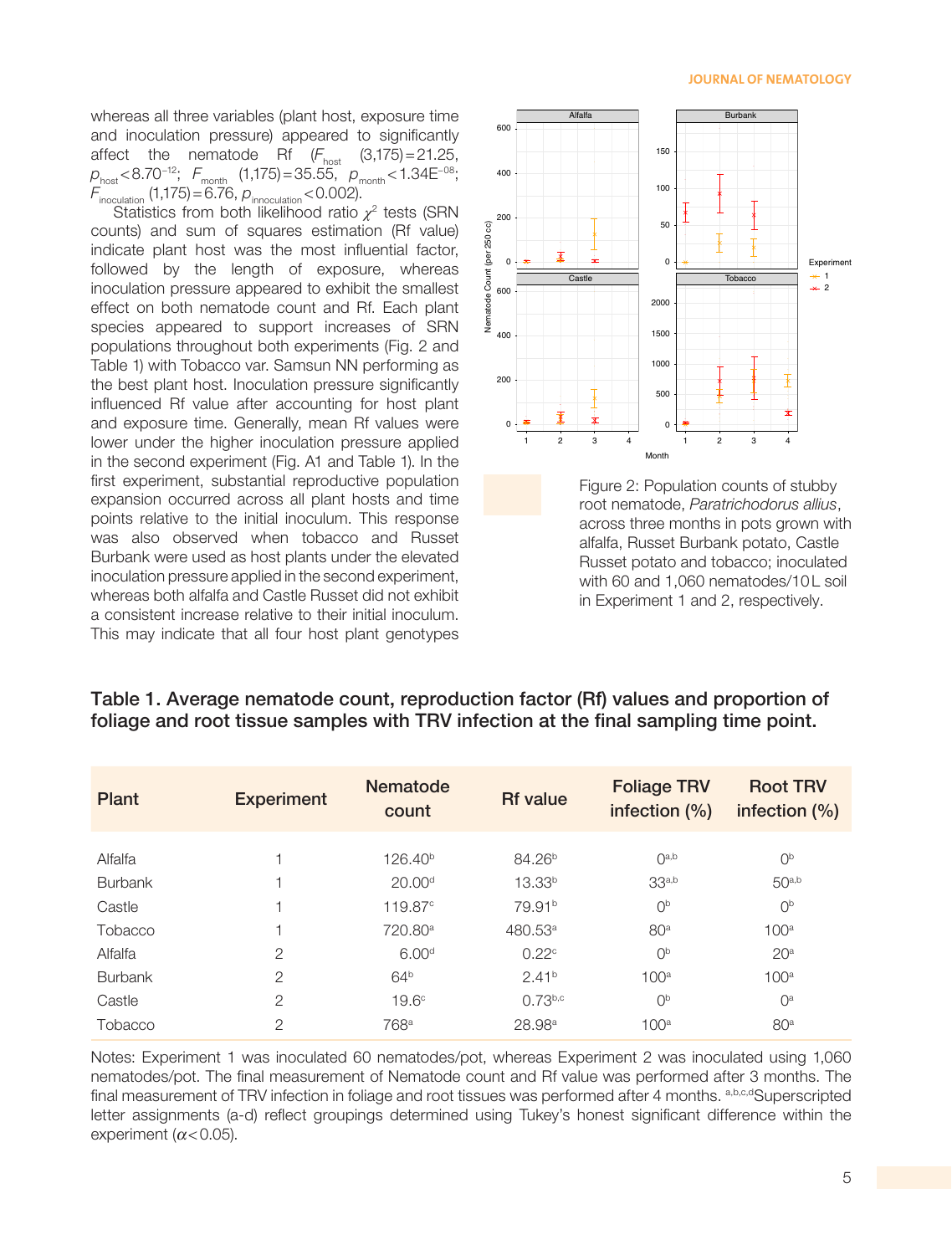whereas all three variables (plant host, exposure time and inoculation pressure) appeared to significantly affect the nematode Rf ($F_{host}$ (3,175) = 21.25, $p_{host} < 8.70^{-12}$; $F_{month}$ (1,175) = 35.55, $p_{month} < 1.34E^{-08}$; $F_{inoculation}$ (1,175) = 6.76, $p_{innoculation} < 0.002$).

Statistics from both likelihood ratio $\chi^2$ tests (SRN counts) and sum of squares estimation (Rf value) indicate plant host was the most influential factor, followed by the length of exposure, whereas inoculation pressure appeared to exhibit the smallest effect on both nematode count and Rf. Each plant species appeared to support increases of SRN populations throughout both experiments (Fig. 2 and Table 1) with Tobacco var. Samsun NN performing as the best plant host. Inoculation pressure significantly influenced Rf value after accounting for host plant and exposure time. Generally, mean Rf values were lower under the higher inoculation pressure applied in the second experiment (Fig. A1 and Table 1). In the first experiment, substantial reproductive population expansion occurred across all plant hosts and time points relative to the initial inoculum. This response was also observed when tobacco and Russet Burbank were used as host plants under the elevated inoculation pressure applied in the second experiment, whereas both alfalfa and Castle Russet did not exhibit a consistent increase relative to their initial inoculum. This may indicate that all four host plant genotypes

Alfalfa
Burbank
Castle
Tobacco
Nematode Count (per 250 cc)
Month
Experiment
1
2

Figure 2: Population counts of stubby root nematode, *Paratrichodorus allius*, across three months in pots grown with alfalfa, Russet Burbank potato, Castle Russet potato and tobacco; inoculated with 60 and 1,060 nematodes/10 L soil in Experiment 1 and 2, respectively.

**Table 1. Average nematode count, reproduction factor (Rf) values and proportion of foliage and root tissue samples with TRV infection at the final sampling time point.**

| Plant | Experiment | Nematode count | Rf value | Foliage TRV infection (%) | Root TRV infection (%) |
|---|---|---|---|---|---|
| Alfalfa | 1 | 126.40[b] | 84.26[b] | 0[a,b] | 0[b] |
| Burbank | 1 | 20.00[d] | 13.33[b] | 33[a,b] | 50[a,b] |
| Castle | 1 | 119.87[c] | 79.91[b] | 0[b] | 0[b] |
| Tobacco | 1 | 720.80[a] | 480.53[a] | 80[a] | 100[a] |
| Alfalfa | 2 | 6.00[d] | 0.22[c] | 0[b] | 20[a] |
| Burbank | 2 | 64[b] | 2.41[b] | 100[a] | 100[a] |
| Castle | 2 | 19.6[c] | 0.73[b,c] | 0[b] | 0[a] |
| Tobacco | 2 | 768[a] | 28.98[a] | 100[a] | 80[a] |

Notes: Experiment 1 was inoculated 60 nematodes/pot, whereas Experiment 2 was inoculated using 1,060 nematodes/pot. The final measurement of Nematode count and Rf value was performed after 3 months. The final measurement of TRV infection in foliage and root tissues was performed after 4 months. [a,b,c,d]Superscripted letter assignments (a-d) reflect groupings determined using Tukey's honest significant difference within the experiment ($\alpha < 0.05$).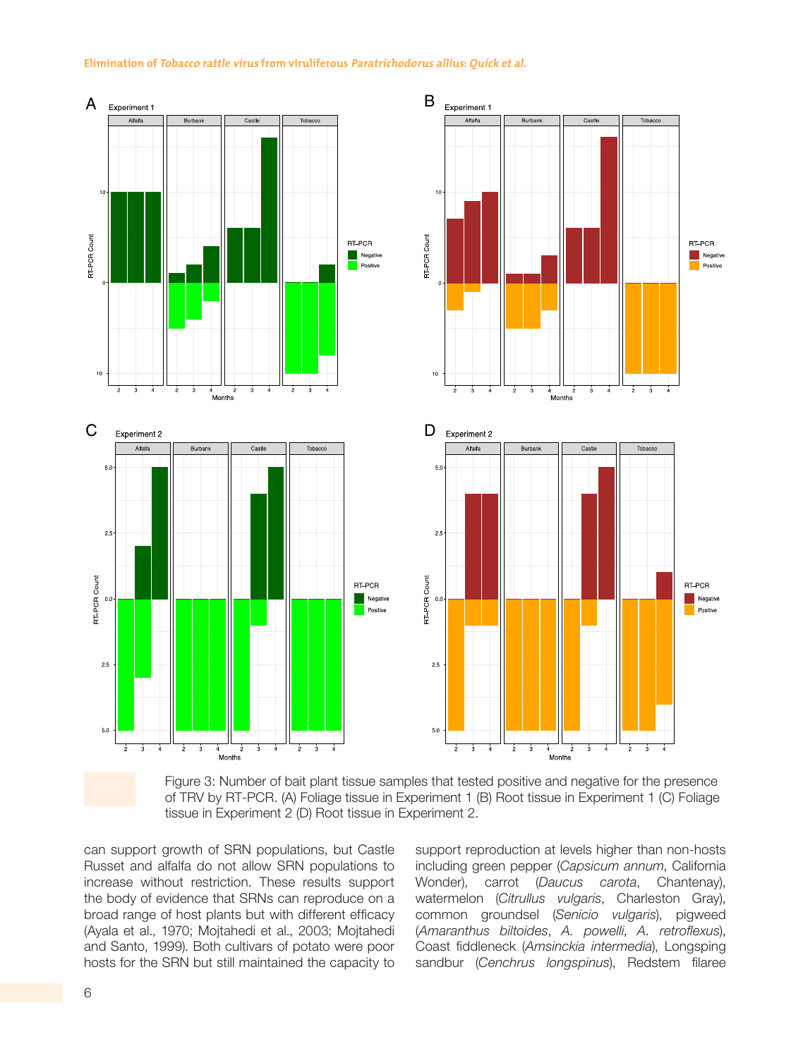A

Experiment 1

Alfalfa | Burbank | Castle | Tobacco

RT-PCR Count

10

0

10

2 3 4 | 2 3 4 | 2 3 4 | 2 3 4

Months

RT-PCR
Negative
Positive

B

Experiment 1

Alfalfa | Burbank | Castle | Tobacco

RT-PCR Count

10

0

10

2 3 4 | 2 3 4 | 2 3 4 | 2 3 4

Months

RT-PCR
Negative
Positive

C

Experiment 2

Alfalfa | Burbank | Castle | Tobacco

RT-PCR Count

5.0

2.5

0.0

2.5

5.0

2 3 4 | 2 3 4 | 2 3 4 | 2 3 4

Months

RT-PCR
Negative
Positive

D

Experiment 2

Alfalfa | Burbank | Castle | Tobacco

RT-PCR Count

5.0

2.5

0.0

2.5

5.0

2 3 4 | 2 3 4 | 2 3 4 | 2 3 4

Months

RT-PCR
Negative
Positive

Figure 3: Number of bait plant tissue samples that tested positive and negative for the presence of TRV by RT-PCR. (A) Foliage tissue in Experiment 1 (B) Root tissue in Experiment 1 (C) Foliage tissue in Experiment 2 (D) Root tissue in Experiment 2.

can support growth of SRN populations, but Castle Russet and alfalfa do not allow SRN populations to increase without restriction. These results support the body of evidence that SRNs can reproduce on a broad range of host plants but with different efficacy (Ayala et al., 1970; Mojtahedi et al., 2003; Mojtahedi and Santo, 1999). Both cultivars of potato were poor hosts for the SRN but still maintained the capacity to support reproduction at levels higher than non-hosts including green pepper (*Capsicum annum*, California Wonder), carrot (*Daucus carota*, Chantenay), watermelon (*Citrullus vulgaris*, Charleston Gray), common groundsel (*Senicio vulgaris*), pigweed (*Amaranthus biltoides*, *A. powelli*, *A. retroflexus*), Coast fiddleneck (*Amsinckia intermedia*), Longsping sandbur (*Cenchrus longspinus*), Redstem filaree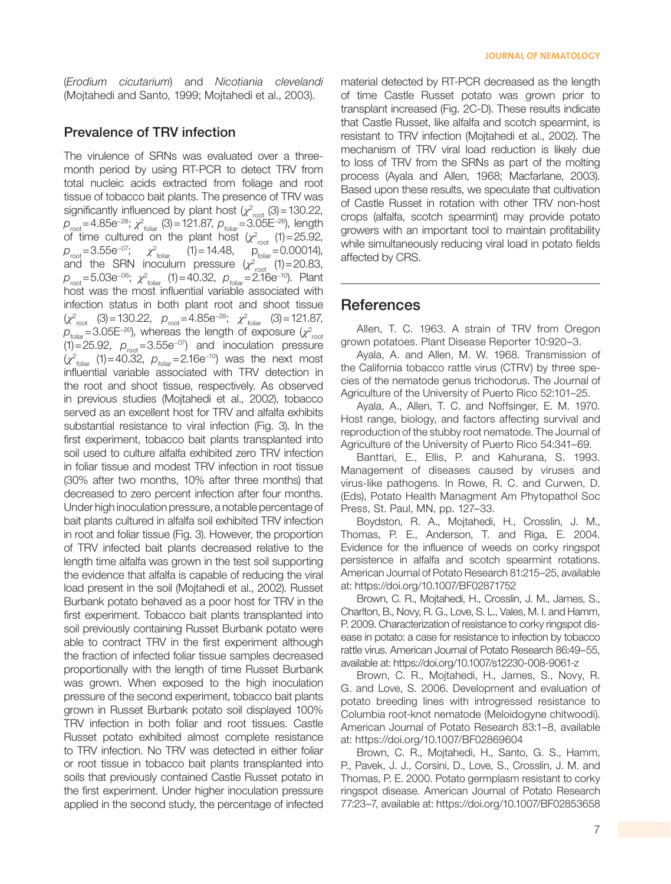(*Erodium cicutarium*) and *Nicotiania clevelandi* (Mojtahedi and Santo, 1999; Mojtahedi et al., 2003).

## Prevalence of TRV infection

The virulence of SRNs was evaluated over a three-month period by using RT-PCR to detect TRV from total nucleic acids extracted from foliage and root tissue of tobacco bait plants. The presence of TRV was significantly influenced by plant host ($\chi^2_{root}$ (3) = 130.22, $p_{root}$ = 4.85e$^{-28}$; $\chi^2_{foliar}$ (3) = 121.87, $p_{foliar}$ = 3.05E$^{-26}$), length of time cultured on the plant host ($\chi^2_{root}$ (1) = 25.92, $p_{root}$ = 3.55e$^{-07}$; $\chi^2_{foliar}$ (1) = 14.48, $p_{foliar}$ = 0.00014), and the SRN inoculum pressure ($\chi^2_{root}$ (1) = 20.83, $p_{root}$ = 5.03e$^{-06}$; $\chi^2_{foliar}$ (1) = 40.32, $p_{foliar}$ = 2.16e$^{-10}$). Plant host was the most influential variable associated with infection status in both plant root and shoot tissue ($\chi^2_{root}$ (3) = 130.22, $p_{root}$ = 4.85e$^{-28}$; $\chi^2_{foliar}$ (3) = 121.87, $p_{foliar}$ = 3.05E$^{-26}$), whereas the length of exposure ($\chi^2_{root}$ (1) = 25.92, $p_{root}$ = 3.55e$^{-07}$) and inoculation pressure ($\chi^2_{foliar}$ (1) = 40.32, $p_{foliar}$ = 2.16e$^{-10}$) was the next most influential variable associated with TRV detection in the root and shoot tissue, respectively. As observed in previous studies (Mojtahedi et al., 2002), tobacco served as an excellent host for TRV and alfalfa exhibits substantial resistance to viral infection (Fig. 3). In the first experiment, tobacco bait plants transplanted into soil used to culture alfalfa exhibited zero TRV infection in foliar tissue and modest TRV infection in root tissue (30% after two months, 10% after three months) that decreased to zero percent infection after four months. Under high inoculation pressure, a notable percentage of bait plants cultured in alfalfa soil exhibited TRV infection in root and foliar tissue (Fig. 3). However, the proportion of TRV infected bait plants decreased relative to the length time alfalfa was grown in the test soil supporting the evidence that alfalfa is capable of reducing the viral load present in the soil (Mojtahedi et al., 2002). Russet Burbank potato behaved as a poor host for TRV in the first experiment. Tobacco bait plants transplanted into soil previously containing Russet Burbank potato were able to contract TRV in the first experiment although the fraction of infected foliar tissue samples decreased proportionally with the length of time Russet Burbank was grown. When exposed to the high inoculation pressure of the second experiment, tobacco bait plants grown in Russet Burbank potato soil displayed 100% TRV infection in both foliar and root tissues. Castle Russet potato exhibited almost complete resistance to TRV infection. No TRV was detected in either foliar or root tissue in tobacco bait plants transplanted into soils that previously contained Castle Russet potato in the first experiment. Under higher inoculation pressure applied in the second study, the percentage of infected material detected by RT-PCR decreased as the length of time Castle Russet potato was grown prior to transplant increased (Fig. 2C-D). These results indicate that Castle Russet, like alfalfa and scotch spearmint, is resistant to TRV infection (Mojtahedi et al., 2002). The mechanism of TRV viral load reduction is likely due to loss of TRV from the SRNs as part of the molting process (Ayala and Allen, 1968; Macfarlane, 2003). Based upon these results, we speculate that cultivation of Castle Russet in rotation with other TRV non-host crops (alfalfa, scotch spearmint) may provide potato growers with an important tool to maintain profitability while simultaneously reducing viral load in potato fields affected by CRS.

## References

Allen, T. C. 1963. A strain of TRV from Oregon grown potatoes. Plant Disease Reporter 10:920–3.

Ayala, A. and Allen, M. W. 1968. Transmission of the California tobacco rattle virus (CTRV) by three species of the nematode genus trichodorus. The Journal of Agriculture of the University of Puerto Rico 52:101–25.

Ayala, A., Allen, T. C. and Noffsinger, E. M. 1970. Host range, biology, and factors affecting survival and reproduction of the stubby root nematode. The Journal of Agriculture of the University of Puerto Rico 54:341–69.

Banttari, E., Ellis, P. and Kahurana, S. 1993. Management of diseases caused by viruses and virus-like pathogens. In Rowe, R. C. and Curwen, D. (Eds), Potato Health Managment Am Phytopathol Soc Press, St. Paul, MN, pp. 127–33.

Boydston, R. A., Mojtahedi, H., Crosslin, J. M., Thomas, P. E., Anderson, T. and Riga, E. 2004. Evidence for the influence of weeds on corky ringspot persistence in alfalfa and scotch spearmint rotations. American Journal of Potato Research 81:215–25, available at: https://doi.org/10.1007/BF02871752

Brown, C. R., Mojtahedi, H., Crosslin, J. M., James, S., Charlton, B., Novy, R. G., Love, S. L., Vales, M. I. and Hamm, P. 2009. Characterization of resistance to corky ringspot disease in potato: a case for resistance to infection by tobacco rattle virus. American Journal of Potato Research 86:49–55, available at: https://doi.org/10.1007/s12230-008-9061-z

Brown, C. R., Mojtahedi, H., James, S., Novy, R. G. and Love, S. 2006. Development and evaluation of potato breeding lines with introgressed resistance to Columbia root-knot nematode (Meloidogyne chitwoodi). American Journal of Potato Research 83:1–8, available at: https://doi.org/10.1007/BF02869604

Brown, C. R., Mojtahedi, H., Santo, G. S., Hamm, P., Pavek, J. J., Corsini, D., Love, S., Crosslin, J. M. and Thomas, P. E. 2000. Potato germplasm resistant to corky ringspot disease. American Journal of Potato Research 77:23–7, available at: https://doi.org/10.1007/BF02853658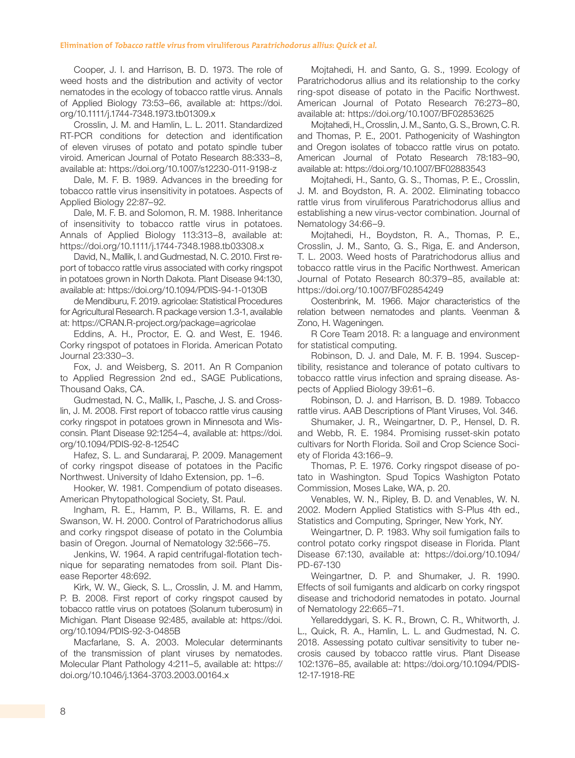Cooper, J. I. and Harrison, B. D. 1973. The role of weed hosts and the distribution and activity of vector nematodes in the ecology of tobacco rattle virus. Annals of Applied Biology 73:53–66, available at: https://doi.org/10.1111/j.1744-7348.1973.tb01309.x

Crosslin, J. M. and Hamlin, L. L. 2011. Standardized RT-PCR conditions for detection and identification of eleven viruses of potato and potato spindle tuber viroid. American Journal of Potato Research 88:333–8, available at: https://doi.org/10.1007/s12230-011-9198-z

Dale, M. F. B. 1989. Advances in the breeding for tobacco rattle virus insensitivity in potatoes. Aspects of Applied Biology 22:87–92.

Dale, M. F. B. and Solomon, R. M. 1988. Inheritance of insensitivity to tobacco rattle virus in potatoes. Annals of Applied Biology 113:313–8, available at: https://doi.org/10.1111/j.1744-7348.1988.tb03308.x

David, N., Mallik, I. and Gudmestad, N. C. 2010. First report of tobacco rattle virus associated with corky ringspot in potatoes grown in North Dakota. Plant Disease 94:130, available at: https://doi.org/10.1094/PDIS-94-1-0130B

de Mendiburu, F. 2019. agricolae: Statistical Procedures for Agricultural Research. R package version 1.3-1, available at: https://CRAN.R-project.org/package=agricolae

Eddins, A. H., Proctor, E. Q. and West, E. 1946. Corky ringspot of potatoes in Florida. American Potato Journal 23:330–3.

Fox, J. and Weisberg, S. 2011. An R Companion to Applied Regression 2nd ed., SAGE Publications, Thousand Oaks, CA.

Gudmestad, N. C., Mallik, I., Pasche, J. S. and Crosslin, J. M. 2008. First report of tobacco rattle virus causing corky ringspot in potatoes grown in Minnesota and Wisconsin. Plant Disease 92:1254–4, available at: https://doi.org/10.1094/PDIS-92-8-1254C

Hafez, S. L. and Sundararaj, P. 2009. Management of corky ringspot disease of potatoes in the Pacific Northwest. University of Idaho Extension, pp. 1–6.

Hooker, W. 1981. Compendium of potato diseases. American Phytopathological Society, St. Paul.

Ingham, R. E., Hamm, P. B., Willams, R. E. and Swanson, W. H. 2000. Control of Paratrichodorus allius and corky ringspot disease of potato in the Columbia basin of Oregon. Journal of Nematology 32:566–75.

Jenkins, W. 1964. A rapid centrifugal-flotation technique for separating nematodes from soil. Plant Disease Reporter 48:692.

Kirk, W. W., Gieck, S. L., Crosslin, J. M. and Hamm, P. B. 2008. First report of corky ringspot caused by tobacco rattle virus on potatoes (Solanum tuberosum) in Michigan. Plant Disease 92:485, available at: https://doi.org/10.1094/PDIS-92-3-0485B

Macfarlane, S. A. 2003. Molecular determinants of the transmission of plant viruses by nematodes. Molecular Plant Pathology 4:211–5, available at: https://doi.org/10.1046/j.1364-3703.2003.00164.x

Mojtahedi, H. and Santo, G. S., 1999. Ecology of Paratrichodorus allius and its relationship to the corky ring-spot disease of potato in the Pacific Northwest. American Journal of Potato Research 76:273–80, available at: https://doi.org/10.1007/BF02853625

Mojtahedi, H., Crosslin, J. M., Santo, G. S., Brown, C. R. and Thomas, P. E., 2001. Pathogenicity of Washington and Oregon isolates of tobacco rattle virus on potato. American Journal of Potato Research 78:183–90, available at: https://doi.org/10.1007/BF02883543

Mojtahedi, H., Santo, G. S., Thomas, P. E., Crosslin, J. M. and Boydston, R. A. 2002. Eliminating tobacco rattle virus from viruliferous Paratrichodorus allius and establishing a new virus-vector combination. Journal of Nematology 34:66–9.

Mojtahedi, H., Boydston, R. A., Thomas, P. E., Crosslin, J. M., Santo, G. S., Riga, E. and Anderson, T. L. 2003. Weed hosts of Paratrichodorus allius and tobacco rattle virus in the Pacific Northwest. American Journal of Potato Research 80:379–85, available at: https://doi.org/10.1007/BF02854249

Oostenbrink, M. 1966. Major characteristics of the relation between nematodes and plants. Veenman & Zono, H. Wageningen.

R Core Team 2018. R: a language and environment for statistical computing.

Robinson, D. J. and Dale, M. F. B. 1994. Susceptibility, resistance and tolerance of potato cultivars to tobacco rattle virus infection and spraing disease. Aspects of Applied Biology 39:61–6.

Robinson, D. J. and Harrison, B. D. 1989. Tobacco rattle virus. AAB Descriptions of Plant Viruses, Vol. 346.

Shumaker, J. R., Weingartner, D. P., Hensel, D. R. and Webb, R. E. 1984. Promising russet-skin potato cultivars for North Florida. Soil and Crop Science Society of Florida 43:166–9.

Thomas, P. E. 1976. Corky ringspot disease of potato in Washington. Spud Topics Washigton Potato Commission, Moses Lake, WA, p. 20.

Venables, W. N., Ripley, B. D. and Venables, W. N. 2002. Modern Applied Statistics with S-Plus 4th ed., Statistics and Computing, Springer, New York, NY.

Weingartner, D. P. 1983. Why soil fumigation fails to control potato corky ringspot disease in Florida. Plant Disease 67:130, available at: https://doi.org/10.1094/PD-67-130

Weingartner, D. P. and Shumaker, J. R. 1990. Effects of soil fumigants and aldicarb on corky ringspot disease and trichodorid nematodes in potato. Journal of Nematology 22:665–71.

Yellareddygari, S. K. R., Brown, C. R., Whitworth, J. L., Quick, R. A., Hamlin, L. L. and Gudmestad, N. C. 2018. Assessing potato cultivar sensitivity to tuber necrosis caused by tobacco rattle virus. Plant Disease 102:1376–85, available at: https://doi.org/10.1094/PDIS-12-17-1918-RE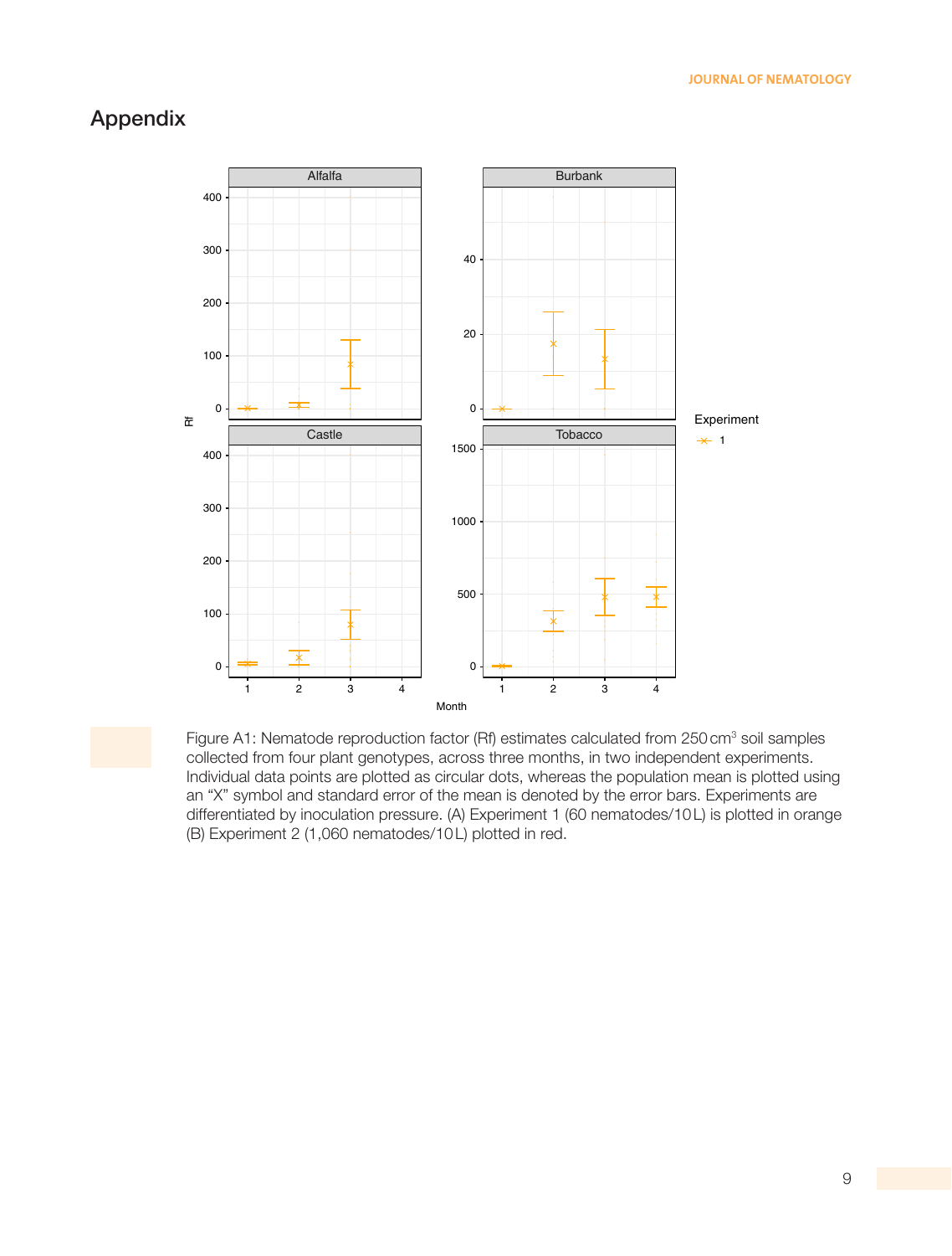## Appendix

Alfalfa

400
300
200
100
0

Burbank

40
20
0

Castle

400
300
200
100
0

Tobacco

1500
1000
500
0

Rf

Month

1
2
3
4

Experiment

1

Figure A1: Nematode reproduction factor (Rf) estimates calculated from 250 cm$^3$ soil samples collected from four plant genotypes, across three months, in two independent experiments. Individual data points are plotted as circular dots, whereas the population mean is plotted using an “X” symbol and standard error of the mean is denoted by the error bars. Experiments are differentiated by inoculation pressure. (A) Experiment 1 (60 nematodes/10 L) is plotted in orange (B) Experiment 2 (1,060 nematodes/10 L) plotted in red.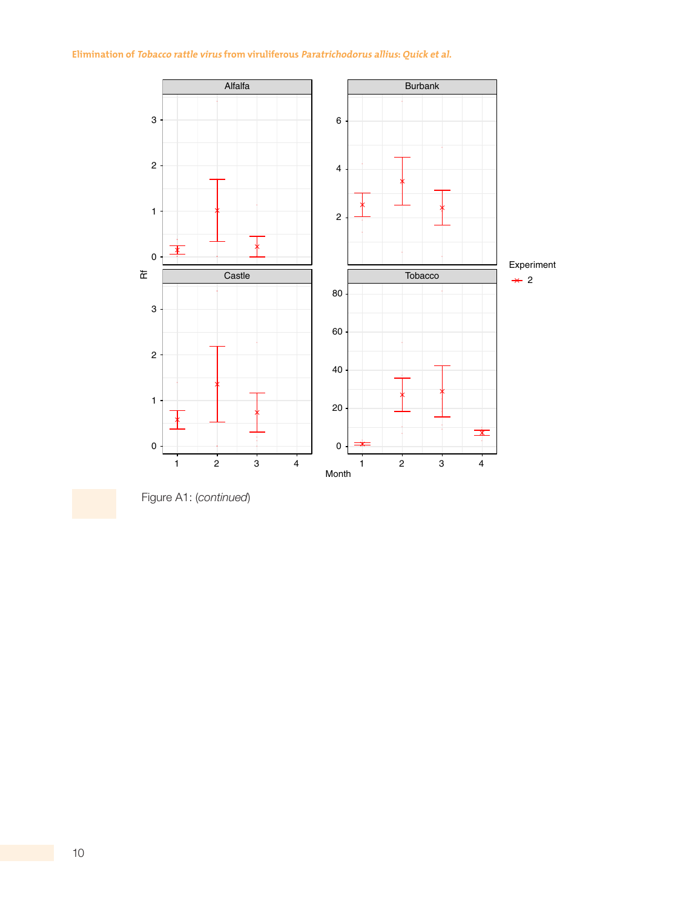Alfalfa

Burbank

Castle

Tobacco

Rf

Month

Experiment

2

0
1
2
3

2
4
6

0
1
2
3

0
20
40
60
80

1 2 3 4

1 2 3 4

Figure A1: (*continued*)